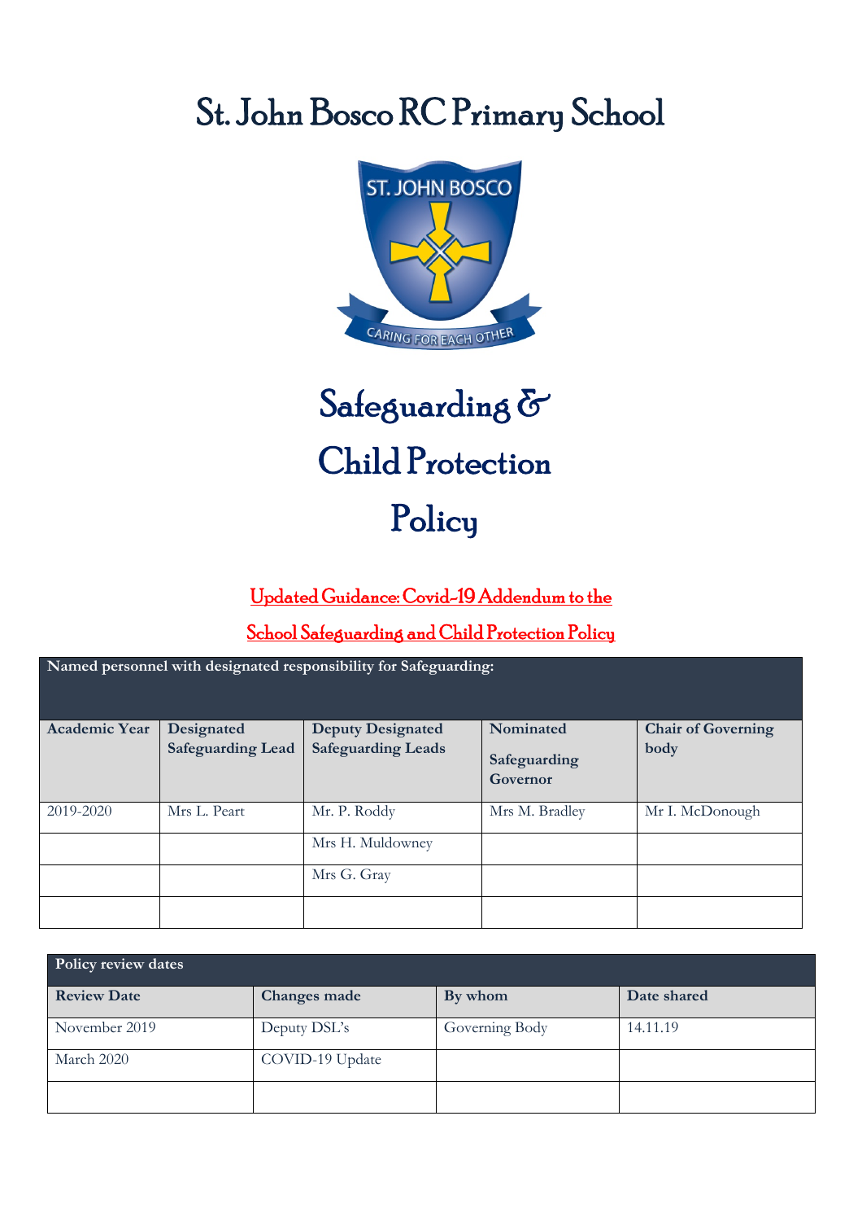# St. John Bosco RC Primary School

# Safeguarding & Child Protection Policy

## Updated Guidance: Covid-19 Addendum to the School Safeguarding and Child Protection Policy

| Named personnel with designated responsibility for Safeguarding: | | | | |
|---|---|---|---|---|
| **Academic Year** | **Designated Safeguarding Lead** | **Deputy Designated Safeguarding Leads** | **Nominated Safeguarding Governor** | **Chair of Governing body** |
| 2019-2020 | Mrs L. Peart | Mr. P. Roddy | Mrs M. Bradley | Mr I. McDonough |
| | | Mrs H. Muldowney | | |
| | | Mrs G. Gray | | |
| | | | | |

| Policy review dates | | | |
|---|---|---|---|
| **Review Date** | **Changes made** | **By whom** | **Date shared** |
| November 2019 | Deputy DSL's | Governing Body | 14.11.19 |
| March 2020 | COVID-19 Update | | |
| | | | |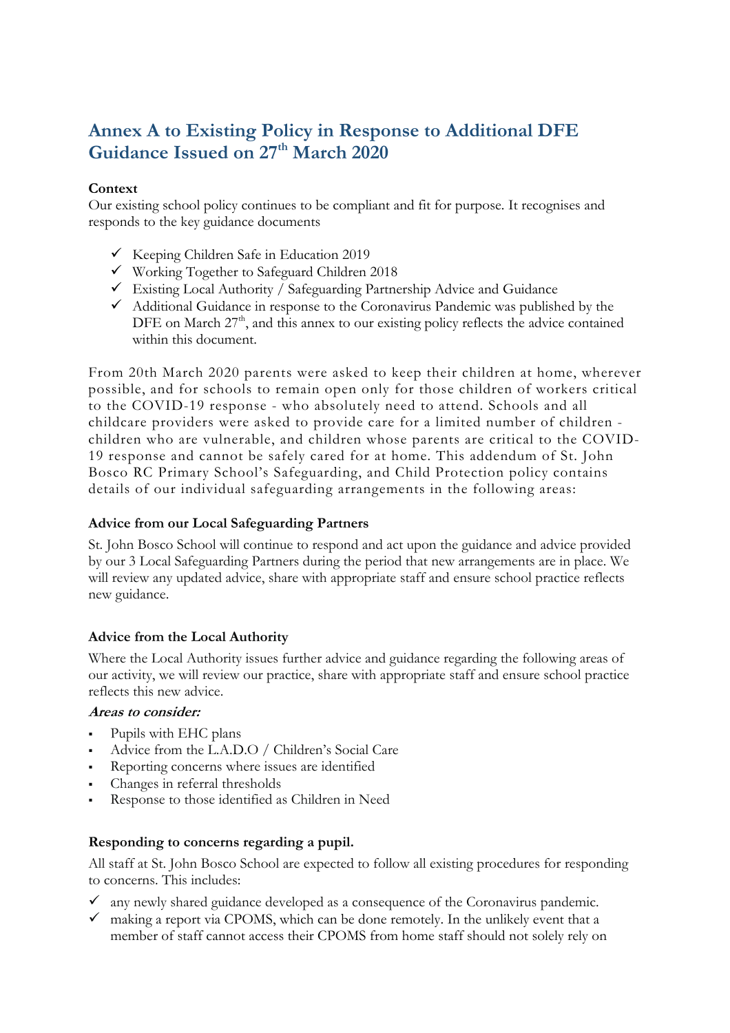# Annex A to Existing Policy in Response to Additional DFE Guidance Issued on 27th March 2020

**Context**

Our existing school policy continues to be compliant and fit for purpose. It recognises and responds to the key guidance documents

- ✓ Keeping Children Safe in Education 2019
- ✓ Working Together to Safeguard Children 2018
- ✓ Existing Local Authority / Safeguarding Partnership Advice and Guidance
- ✓ Additional Guidance in response to the Coronavirus Pandemic was published by the DFE on March 27th, and this annex to our existing policy reflects the advice contained within this document.

From 20th March 2020 parents were asked to keep their children at home, wherever possible, and for schools to remain open only for those children of workers critical to the COVID-19 response - who absolutely need to attend. Schools and all childcare providers were asked to provide care for a limited number of children - children who are vulnerable, and children whose parents are critical to the COVID-19 response and cannot be safely cared for at home. This addendum of St. John Bosco RC Primary School's Safeguarding, and Child Protection policy contains details of our individual safeguarding arrangements in the following areas:

**Advice from our Local Safeguarding Partners**

St. John Bosco School will continue to respond and act upon the guidance and advice provided by our 3 Local Safeguarding Partners during the period that new arrangements are in place. We will review any updated advice, share with appropriate staff and ensure school practice reflects new guidance.

**Advice from the Local Authority**

Where the Local Authority issues further advice and guidance regarding the following areas of our activity, we will review our practice, share with appropriate staff and ensure school practice reflects this new advice.

***Areas to consider:***

- Pupils with EHC plans
- Advice from the L.A.D.O / Children's Social Care
- Reporting concerns where issues are identified
- Changes in referral thresholds
- Response to those identified as Children in Need

**Responding to concerns regarding a pupil.**

All staff at St. John Bosco School are expected to follow all existing procedures for responding to concerns. This includes:

- ✓ any newly shared guidance developed as a consequence of the Coronavirus pandemic.
- ✓ making a report via CPOMS, which can be done remotely. In the unlikely event that a member of staff cannot access their CPOMS from home staff should not solely rely on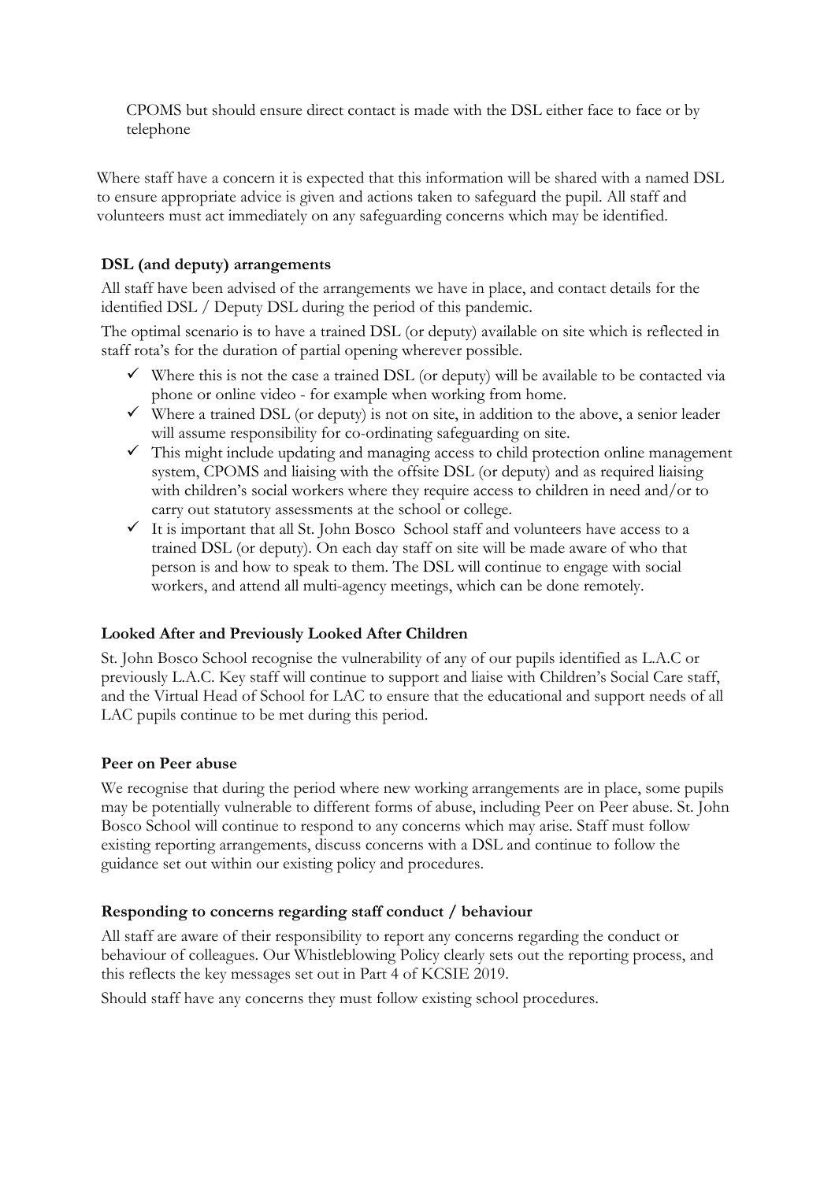CPOMS but should ensure direct contact is made with the DSL either face to face or by telephone

Where staff have a concern it is expected that this information will be shared with a named DSL to ensure appropriate advice is given and actions taken to safeguard the pupil. All staff and volunteers must act immediately on any safeguarding concerns which may be identified.

**DSL (and deputy) arrangements**

All staff have been advised of the arrangements we have in place, and contact details for the identified DSL / Deputy DSL during the period of this pandemic.

The optimal scenario is to have a trained DSL (or deputy) available on site which is reflected in staff rota's for the duration of partial opening wherever possible.

- ✓ Where this is not the case a trained DSL (or deputy) will be available to be contacted via phone or online video - for example when working from home.
- ✓ Where a trained DSL (or deputy) is not on site, in addition to the above, a senior leader will assume responsibility for co-ordinating safeguarding on site.
- ✓ This might include updating and managing access to child protection online management system, CPOMS and liaising with the offsite DSL (or deputy) and as required liaising with children's social workers where they require access to children in need and/or to carry out statutory assessments at the school or college.
- ✓ It is important that all St. John Bosco School staff and volunteers have access to a trained DSL (or deputy). On each day staff on site will be made aware of who that person is and how to speak to them. The DSL will continue to engage with social workers, and attend all multi-agency meetings, which can be done remotely.

**Looked After and Previously Looked After Children**

St. John Bosco School recognise the vulnerability of any of our pupils identified as L.A.C or previously L.A.C. Key staff will continue to support and liaise with Children's Social Care staff, and the Virtual Head of School for LAC to ensure that the educational and support needs of all LAC pupils continue to be met during this period.

**Peer on Peer abuse**

We recognise that during the period where new working arrangements are in place, some pupils may be potentially vulnerable to different forms of abuse, including Peer on Peer abuse. St. John Bosco School will continue to respond to any concerns which may arise. Staff must follow existing reporting arrangements, discuss concerns with a DSL and continue to follow the guidance set out within our existing policy and procedures.

**Responding to concerns regarding staff conduct / behaviour**

All staff are aware of their responsibility to report any concerns regarding the conduct or behaviour of colleagues. Our Whistleblowing Policy clearly sets out the reporting process, and this reflects the key messages set out in Part 4 of KCSIE 2019.

Should staff have any concerns they must follow existing school procedures.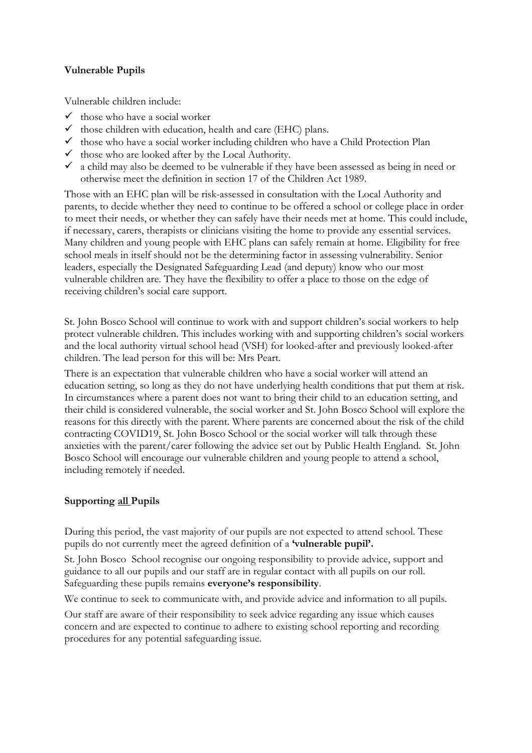**Vulnerable Pupils**

Vulnerable children include:

- ✓ those who have a social worker
- ✓ those children with education, health and care (EHC) plans.
- ✓ those who have a social worker including children who have a Child Protection Plan
- ✓ those who are looked after by the Local Authority.
- ✓ a child may also be deemed to be vulnerable if they have been assessed as being in need or otherwise meet the definition in section 17 of the Children Act 1989.

Those with an EHC plan will be risk-assessed in consultation with the Local Authority and parents, to decide whether they need to continue to be offered a school or college place in order to meet their needs, or whether they can safely have their needs met at home. This could include, if necessary, carers, therapists or clinicians visiting the home to provide any essential services. Many children and young people with EHC plans can safely remain at home. Eligibility for free school meals in itself should not be the determining factor in assessing vulnerability. Senior leaders, especially the Designated Safeguarding Lead (and deputy) know who our most vulnerable children are. They have the flexibility to offer a place to those on the edge of receiving children's social care support.

St. John Bosco School will continue to work with and support children's social workers to help protect vulnerable children. This includes working with and supporting children's social workers and the local authority virtual school head (VSH) for looked-after and previously looked-after children. The lead person for this will be: Mrs Peart.

There is an expectation that vulnerable children who have a social worker will attend an education setting, so long as they do not have underlying health conditions that put them at risk. In circumstances where a parent does not want to bring their child to an education setting, and their child is considered vulnerable, the social worker and St. John Bosco School will explore the reasons for this directly with the parent. Where parents are concerned about the risk of the child contracting COVID19, St. John Bosco School or the social worker will talk through these anxieties with the parent/carer following the advice set out by Public Health England. St. John Bosco School will encourage our vulnerable children and young people to attend a school, including remotely if needed.

**Supporting <u>all</u> Pupils**

During this period, the vast majority of our pupils are not expected to attend school. These pupils do not currently meet the agreed definition of a **'vulnerable pupil'.**

St. John Bosco School recognise our ongoing responsibility to provide advice, support and guidance to all our pupils and our staff are in regular contact with all pupils on our roll. Safeguarding these pupils remains **everyone's responsibility**.

We continue to seek to communicate with, and provide advice and information to all pupils.

Our staff are aware of their responsibility to seek advice regarding any issue which causes concern and are expected to continue to adhere to existing school reporting and recording procedures for any potential safeguarding issue.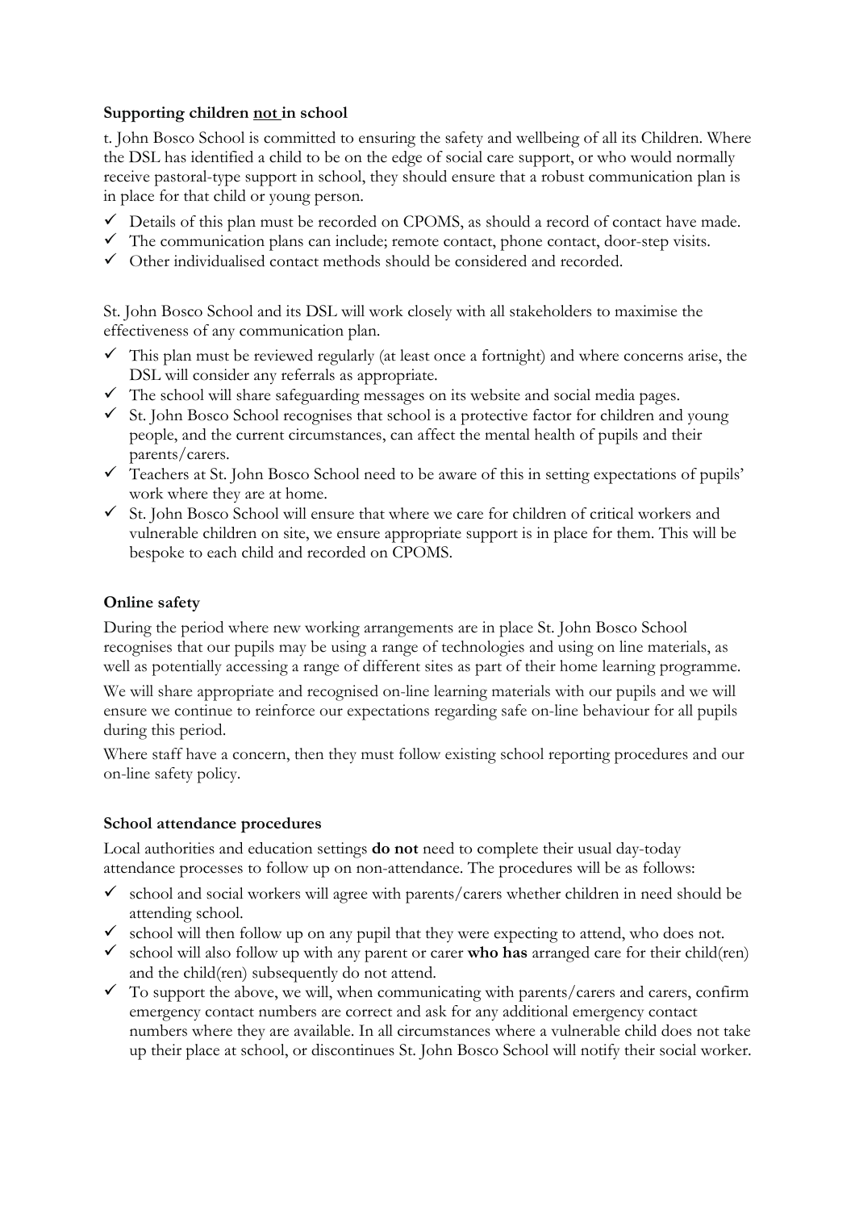### Supporting children <u>not</u> in school

t. John Bosco School is committed to ensuring the safety and wellbeing of all its Children. Where the DSL has identified a child to be on the edge of social care support, or who would normally receive pastoral-type support in school, they should ensure that a robust communication plan is in place for that child or young person.

- ✓ Details of this plan must be recorded on CPOMS, as should a record of contact have made.
- ✓ The communication plans can include; remote contact, phone contact, door-step visits.
- ✓ Other individualised contact methods should be considered and recorded.

St. John Bosco School and its DSL will work closely with all stakeholders to maximise the effectiveness of any communication plan.

- ✓ This plan must be reviewed regularly (at least once a fortnight) and where concerns arise, the DSL will consider any referrals as appropriate.
- ✓ The school will share safeguarding messages on its website and social media pages.
- ✓ St. John Bosco School recognises that school is a protective factor for children and young people, and the current circumstances, can affect the mental health of pupils and their parents/carers.
- ✓ Teachers at St. John Bosco School need to be aware of this in setting expectations of pupils' work where they are at home.
- ✓ St. John Bosco School will ensure that where we care for children of critical workers and vulnerable children on site, we ensure appropriate support is in place for them. This will be bespoke to each child and recorded on CPOMS.

### Online safety

During the period where new working arrangements are in place St. John Bosco School recognises that our pupils may be using a range of technologies and using on line materials, as well as potentially accessing a range of different sites as part of their home learning programme.

We will share appropriate and recognised on-line learning materials with our pupils and we will ensure we continue to reinforce our expectations regarding safe on-line behaviour for all pupils during this period.

Where staff have a concern, then they must follow existing school reporting procedures and our on-line safety policy.

### School attendance procedures

Local authorities and education settings **do not** need to complete their usual day-today attendance processes to follow up on non-attendance. The procedures will be as follows:

- ✓ school and social workers will agree with parents/carers whether children in need should be attending school.
- ✓ school will then follow up on any pupil that they were expecting to attend, who does not.
- ✓ school will also follow up with any parent or carer **who has** arranged care for their child(ren) and the child(ren) subsequently do not attend.
- ✓ To support the above, we will, when communicating with parents/carers and carers, confirm emergency contact numbers are correct and ask for any additional emergency contact numbers where they are available. In all circumstances where a vulnerable child does not take up their place at school, or discontinues St. John Bosco School will notify their social worker.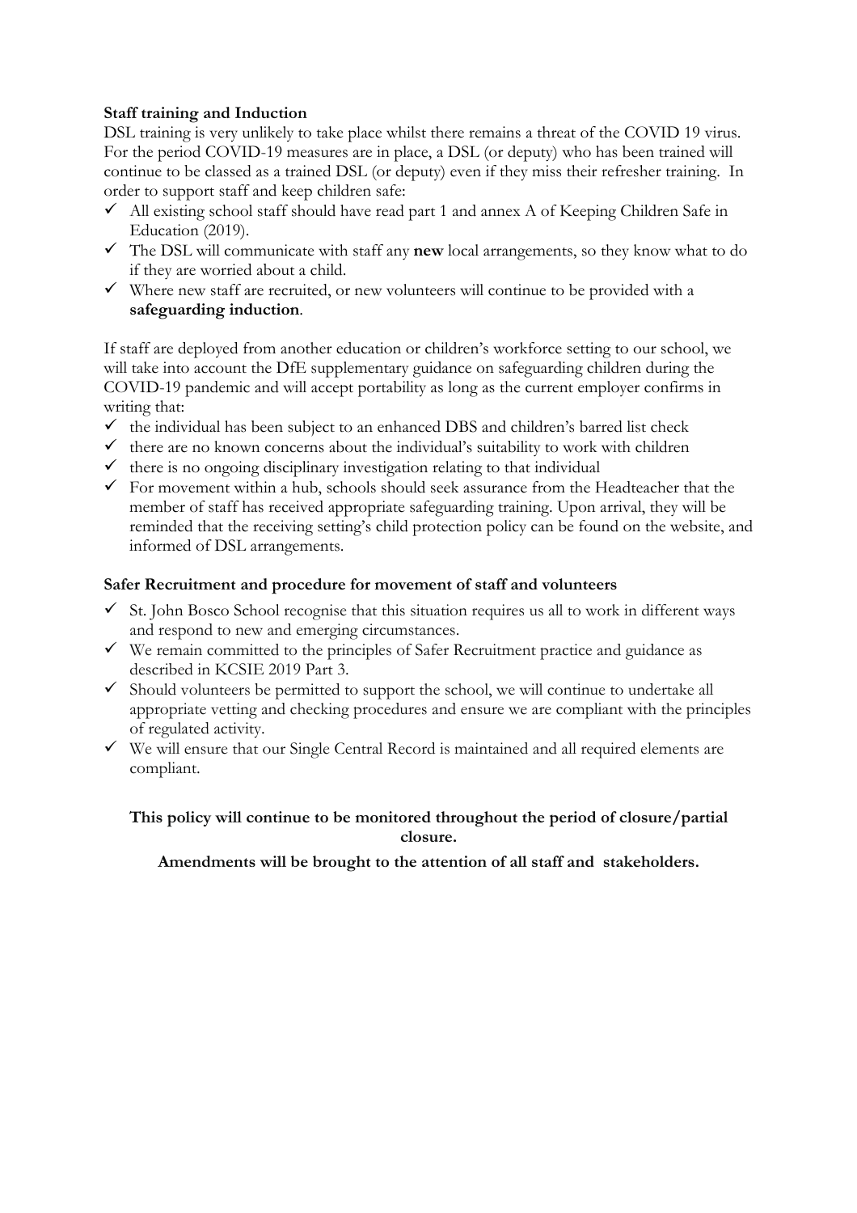**Staff training and Induction**

DSL training is very unlikely to take place whilst there remains a threat of the COVID 19 virus. For the period COVID-19 measures are in place, a DSL (or deputy) who has been trained will continue to be classed as a trained DSL (or deputy) even if they miss their refresher training. In order to support staff and keep children safe:

- ✓ All existing school staff should have read part 1 and annex A of Keeping Children Safe in Education (2019).
- ✓ The DSL will communicate with staff any **new** local arrangements, so they know what to do if they are worried about a child.
- ✓ Where new staff are recruited, or new volunteers will continue to be provided with a **safeguarding induction**.

If staff are deployed from another education or children's workforce setting to our school, we will take into account the DfE supplementary guidance on safeguarding children during the COVID-19 pandemic and will accept portability as long as the current employer confirms in writing that:

- ✓ the individual has been subject to an enhanced DBS and children's barred list check
- ✓ there are no known concerns about the individual's suitability to work with children
- ✓ there is no ongoing disciplinary investigation relating to that individual
- ✓ For movement within a hub, schools should seek assurance from the Headteacher that the member of staff has received appropriate safeguarding training. Upon arrival, they will be reminded that the receiving setting's child protection policy can be found on the website, and informed of DSL arrangements.

**Safer Recruitment and procedure for movement of staff and volunteers**

- ✓ St. John Bosco School recognise that this situation requires us all to work in different ways and respond to new and emerging circumstances.
- ✓ We remain committed to the principles of Safer Recruitment practice and guidance as described in KCSIE 2019 Part 3.
- ✓ Should volunteers be permitted to support the school, we will continue to undertake all appropriate vetting and checking procedures and ensure we are compliant with the principles of regulated activity.
- ✓ We will ensure that our Single Central Record is maintained and all required elements are compliant.

**This policy will continue to be monitored throughout the period of closure/partial closure.**

**Amendments will be brought to the attention of all staff and stakeholders.**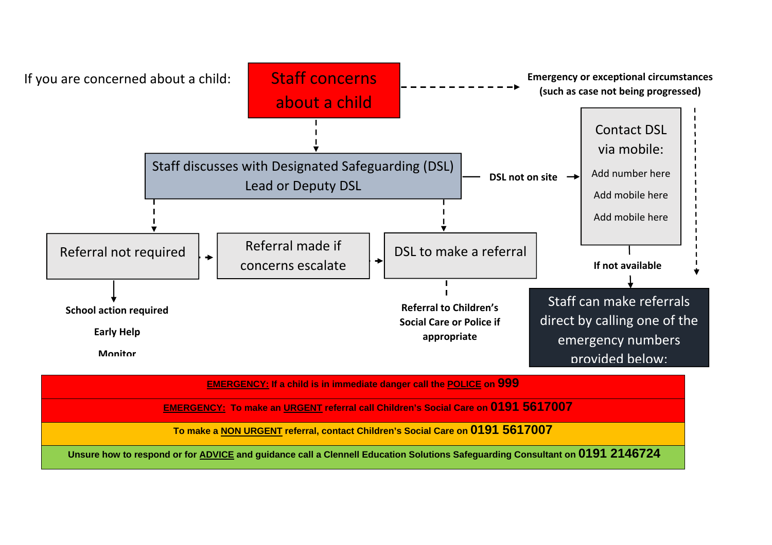If you are concerned about a child:

**Staff concerns about a child**

**Emergency or exceptional circumstances (such as case not being progressed)**

Staff discusses with Designated Safeguarding (DSL) Lead or Deputy DSL

**DSL not on site**

Contact DSL via mobile:

Add number here

Add mobile here

Add mobile here

**If not available**

Staff can make referrals direct by calling one of the emergency numbers provided below:

Referral not required

**School action required**

**Early Help**

**Monitor**

Referral made if concerns escalate

DSL to make a referral

**Referral to Children's Social Care or Police if appropriate**

| |
|---|
| **EMERGENCY: If a child is in immediate danger call the POLICE on 999** |
| **EMERGENCY: To make an URGENT referral call Children's Social Care on 0191 5617007** |
| **To make a NON URGENT referral, contact Children's Social Care on 0191 5617007** |
| **Unsure how to respond or for ADVICE and guidance call a Clennell Education Solutions Safeguarding Consultant on 0191 2146724** |